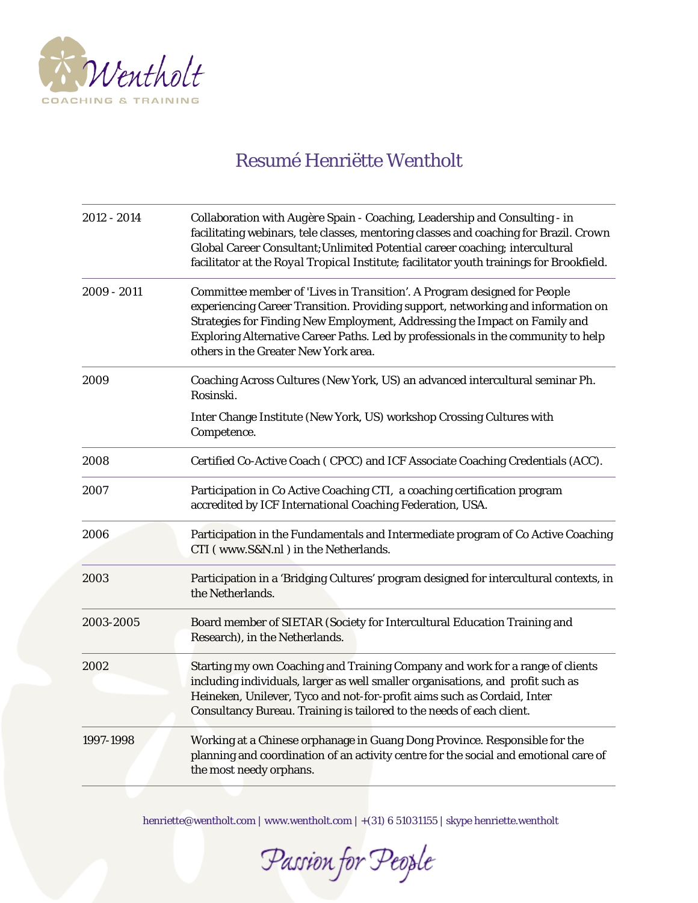Wentholt
COACHING & TRAINING

# Resumé Henriëtte Wentholt

| | |
|---|---|
| 2012 - 2014 | Collaboration with Augère Spain - Coaching, Leadership and Consulting - in facilitating webinars, tele classes, mentoring classes and coaching for Brazil. Crown Global Career Consultant;Unlimited Potential career coaching; intercultural facilitator at the Royal Tropical Institute; facilitator youth trainings for Brookfield. |
| 2009 - 2011 | Committee member of 'Lives in Transition'. A Program designed for People experiencing Career Transition. Providing support, networking and information on Strategies for Finding New Employment, Addressing the Impact on Family and Exploring Alternative Career Paths. Led by professionals in the community to help others in the Greater New York area. |
| 2009 | Coaching Across Cultures (New York, US) an advanced intercultural seminar Ph. Rosinski.<br><br>Inter Change Institute (New York, US) workshop Crossing Cultures with Competence. |
| 2008 | Certified Co-Active Coach ( CPCC) and ICF Associate Coaching Credentials (ACC). |
| 2007 | Participation in Co Active Coaching CTI, a coaching certification program accredited by ICF International Coaching Federation, USA. |
| 2006 | Participation in the Fundamentals and Intermediate program of Co Active Coaching CTI ( www.S&N.nl ) in the Netherlands. |
| 2003 | Participation in a 'Bridging Cultures' program designed for intercultural contexts, in the Netherlands. |
| 2003-2005 | Board member of SIETAR (Society for Intercultural Education Training and Research), in the Netherlands. |
| 2002 | Starting my own Coaching and Training Company and work for a range of clients including individuals, larger as well smaller organisations, and profit such as Heineken, Unilever, Tyco and not-for-profit aims such as Cordaid, Inter Consultancy Bureau. Training is tailored to the needs of each client. |
| 1997-1998 | Working at a Chinese orphanage in Guang Dong Province. Responsible for the planning and coordination of an activity centre for the social and emotional care of the most needy orphans. |

henriette@wentholt.com | www.wentholt.com | +(31) 6 51031155 | skype henriette.wentholt

Passion for People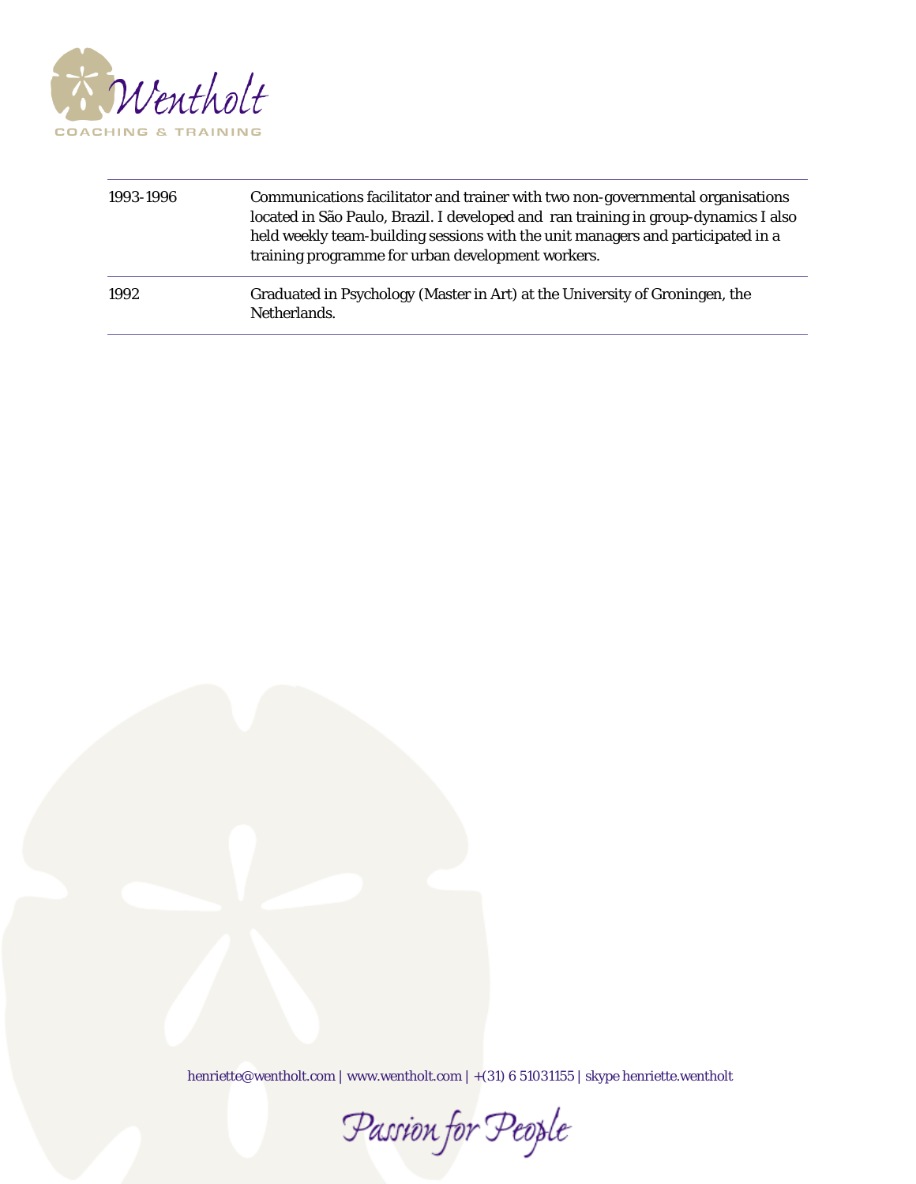| | |
|---|---|
| 1993-1996 | Communications facilitator and trainer with two non-governmental organisations located in São Paulo, Brazil. I developed and  ran training in group-dynamics I also held weekly team-building sessions with the unit managers and participated in a training programme for urban development workers. |
| 1992 | Graduated in Psychology (Master in Art) at the University of Groningen, the Netherlands. |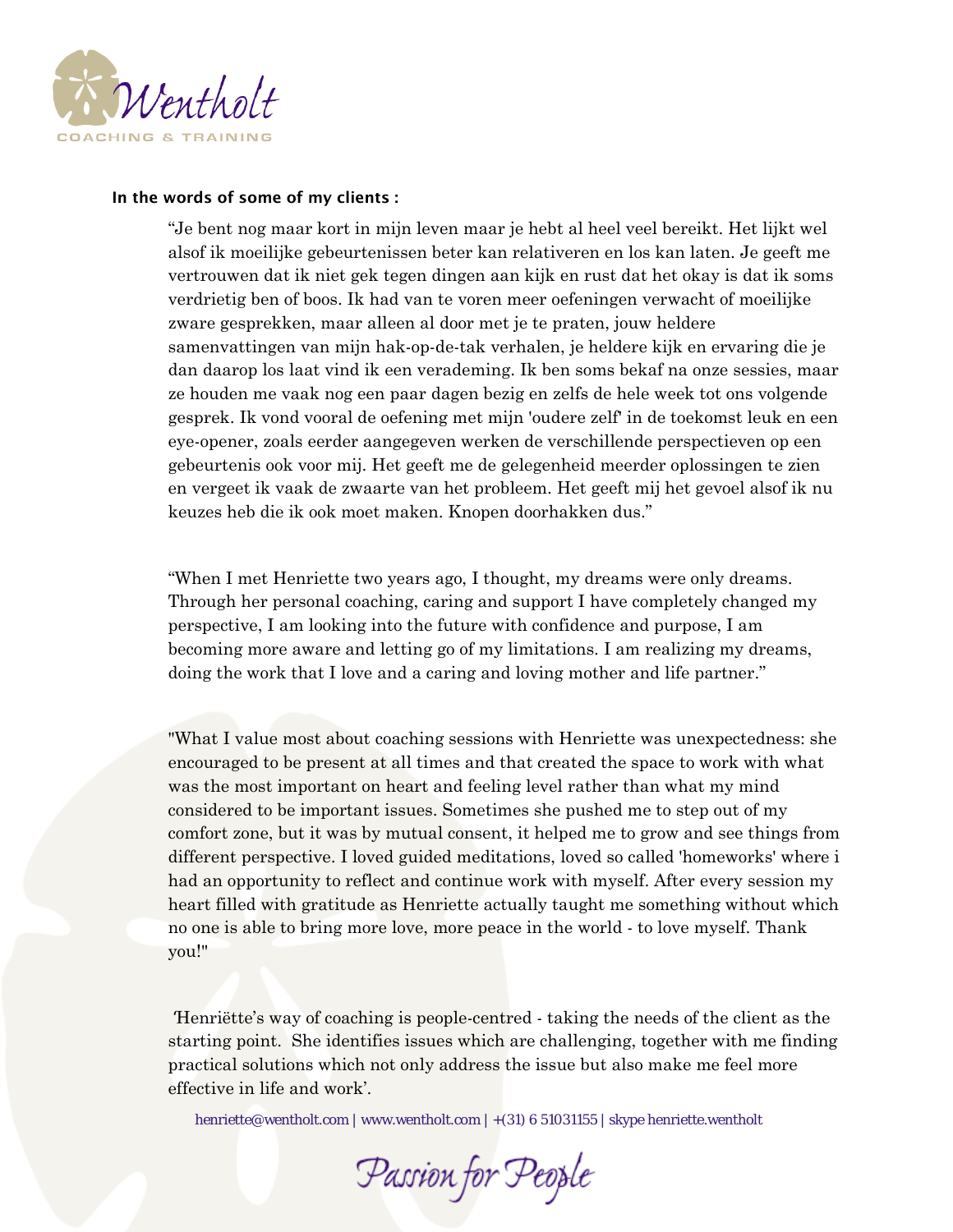**In the words of some of my clients :**

> "Je bent nog maar kort in mijn leven maar je hebt al heel veel bereikt. Het lijkt wel alsof ik moeilijke gebeurtenissen beter kan relativeren en los kan laten. Je geeft me vertrouwen dat ik niet gek tegen dingen aan kijk en rust dat het okay is dat ik soms verdrietig ben of boos. Ik had van te voren meer oefeningen verwacht of moeilijke zware gesprekken, maar alleen al door met je te praten, jouw heldere samenvattingen van mijn hak-op-de-tak verhalen, je heldere kijk en ervaring die je dan daarop los laat vind ik een verademing. Ik ben soms bekaf na onze sessies, maar ze houden me vaak nog een paar dagen bezig en zelfs de hele week tot ons volgende gesprek. Ik vond vooral de oefening met mijn 'oudere zelf' in de toekomst leuk en een eye-opener, zoals eerder aangegeven werken de verschillende perspectieven op een gebeurtenis ook voor mij. Het geeft me de gelegenheid meerder oplossingen te zien en vergeet ik vaak de zwaarte van het probleem. Het geeft mij het gevoel alsof ik nu keuzes heb die ik ook moet maken. Knopen doorhakken dus."

> "When I met Henriette two years ago, I thought, my dreams were only dreams. Through her personal coaching, caring and support I have completely changed my perspective, I am looking into the future with confidence and purpose, I am becoming more aware and letting go of my limitations. I am realizing my dreams, doing the work that I love and a caring and loving mother and life partner."

> "What I value most about coaching sessions with Henriette was unexpectedness: she encouraged to be present at all times and that created the space to work with what was the most important on heart and feeling level rather than what my mind considered to be important issues. Sometimes she pushed me to step out of my comfort zone, but it was by mutual consent, it helped me to grow and see things from different perspective. I loved guided meditations, loved so called 'homeworks' where i had an opportunity to reflect and continue work with myself. After every session my heart filled with gratitude as Henriette actually taught me something without which no one is able to bring more love, more peace in the world - to love myself. Thank you!"

> 'Henriëtte's way of coaching is people-centred - taking the needs of the client as the starting point. She identifies issues which are challenging, together with me finding practical solutions which not only address the issue but also make me feel more effective in life and work'.

henriette@wentholt.com | www.wentholt.com | +(31) 6 51031155 | skype henriette.wentholt

Passion for People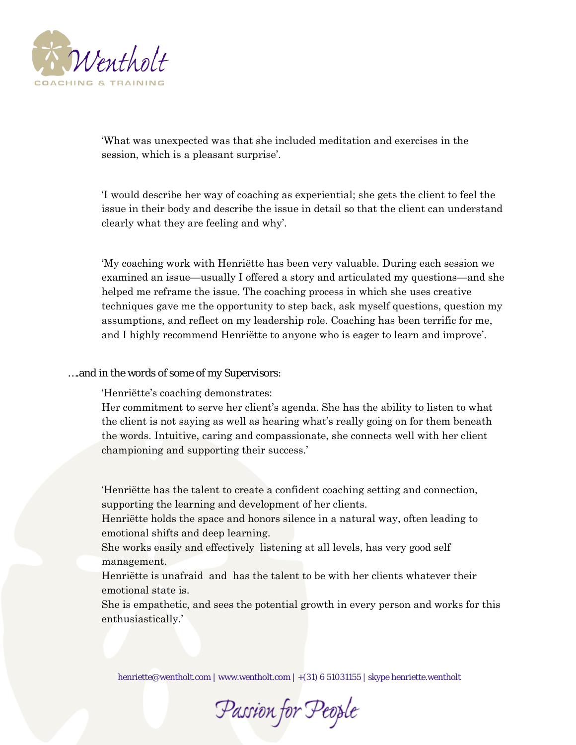'What was unexpected was that she included meditation and exercises in the session, which is a pleasant surprise'.

'I would describe her way of coaching as experiential; she gets the client to feel the issue in their body and describe the issue in detail so that the client can understand clearly what they are feeling and why'.

'My coaching work with Henriëtte has been very valuable. During each session we examined an issue—usually I offered a story and articulated my questions—and she helped me reframe the issue. The coaching process in which she uses creative techniques gave me the opportunity to step back, ask myself questions, question my assumptions, and reflect on my leadership role. Coaching has been terrific for me, and I highly recommend Henriëtte to anyone who is eager to learn and improve'.

…and in the words of some of my Supervisors:

'Henriëtte's coaching demonstrates:
Her commitment to serve her client's agenda. She has the ability to listen to what the client is not saying as well as hearing what's really going on for them beneath the words. Intuitive, caring and compassionate, she connects well with her client championing and supporting their success.'

'Henriëtte has the talent to create a confident coaching setting and connection, supporting the learning and development of her clients.
Henriëtte holds the space and honors silence in a natural way, often leading to emotional shifts and deep learning.
She works easily and effectively listening at all levels, has very good self management.
Henriëtte is unafraid and has the talent to be with her clients whatever their emotional state is.
She is empathetic, and sees the potential growth in every person and works for this enthusiastically.'